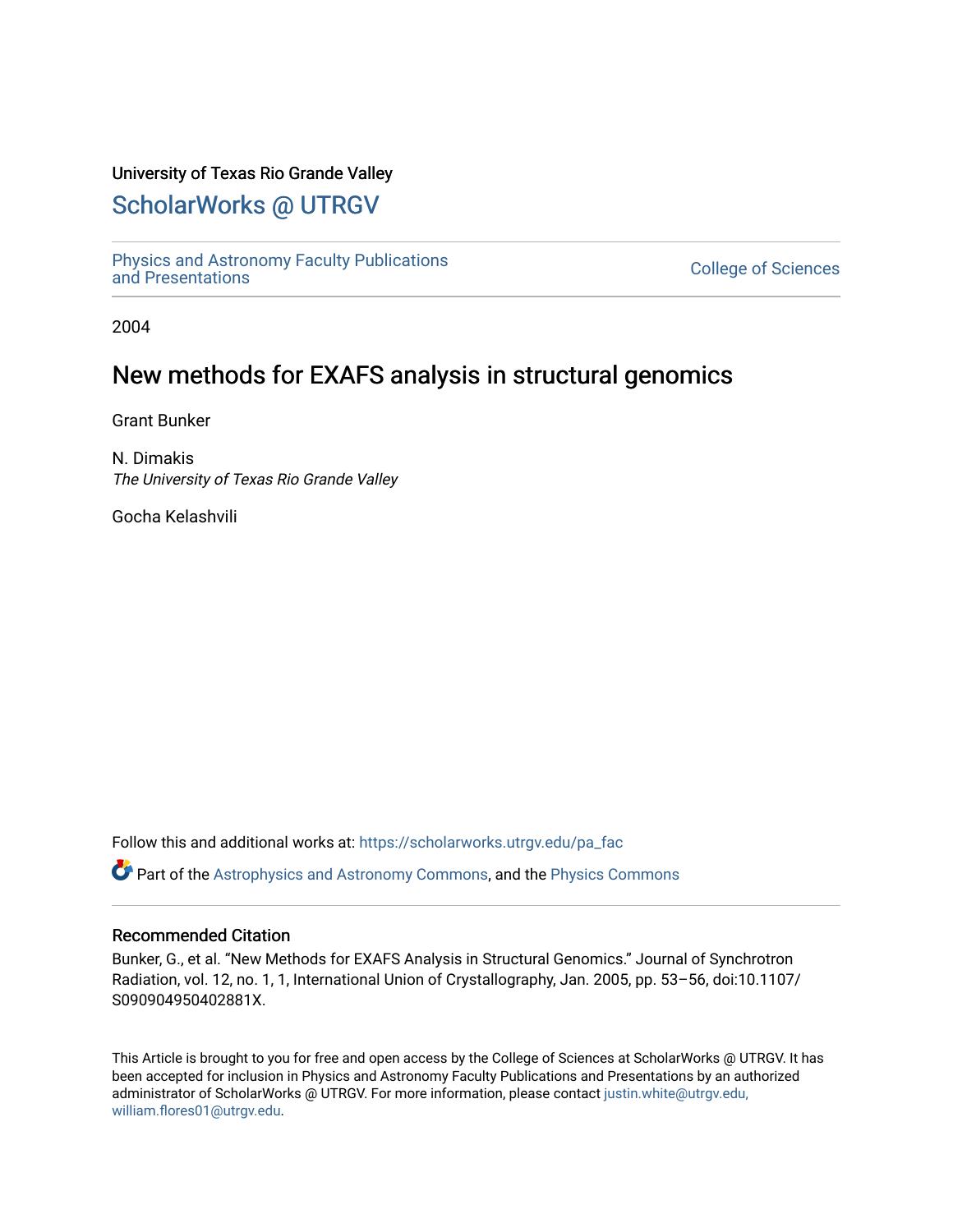University of Texas Rio Grande Valley

# ScholarWorks @ UTRGV

Physics and Astronomy Faculty Publications and Presentations

College of Sciences

2004

# New methods for EXAFS analysis in structural genomics

Grant Bunker

N. Dimakis
*The University of Texas Rio Grande Valley*

Gocha Kelashvili

Follow this and additional works at: https://scholarworks.utrgv.edu/pa_fac

Part of the Astrophysics and Astronomy Commons, and the Physics Commons

## Recommended Citation

Bunker, G., et al. "New Methods for EXAFS Analysis in Structural Genomics." Journal of Synchrotron Radiation, vol. 12, no. 1, 1, International Union of Crystallography, Jan. 2005, pp. 53–56, doi:10.1107/S090904950402881X.

This Article is brought to you for free and open access by the College of Sciences at ScholarWorks @ UTRGV. It has been accepted for inclusion in Physics and Astronomy Faculty Publications and Presentations by an authorized administrator of ScholarWorks @ UTRGV. For more information, please contact justin.white@utrgv.edu, william.flores01@utrgv.edu.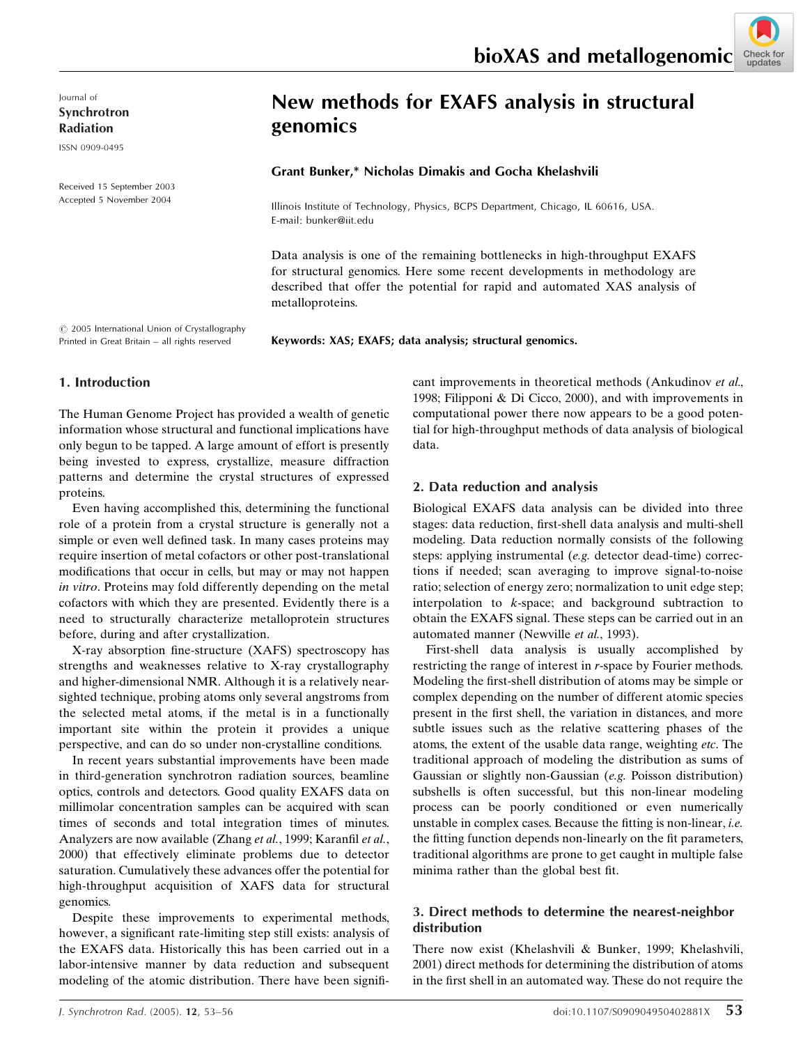# New methods for EXAFS analysis in structural genomics

**Grant Bunker,* Nicholas Dimakis and Gocha Khelashvili**

Illinois Institute of Technology, Physics, BCPS Department, Chicago, IL 60616, USA.
E-mail: bunker@iit.edu

Journal of Synchrotron Radiation

ISSN 0909-0495

Received 15 September 2003
Accepted 5 November 2004

© 2005 International Union of Crystallography
Printed in Great Britain – all rights reserved

Data analysis is one of the remaining bottlenecks in high-throughput EXAFS for structural genomics. Here some recent developments in methodology are described that offer the potential for rapid and automated XAS analysis of metalloproteins.

**Keywords: XAS; EXAFS; data analysis; structural genomics.**

## 1. Introduction

The Human Genome Project has provided a wealth of genetic information whose structural and functional implications have only begun to be tapped. A large amount of effort is presently being invested to express, crystallize, measure diffraction patterns and determine the crystal structures of expressed proteins.

Even having accomplished this, determining the functional role of a protein from a crystal structure is generally not a simple or even well defined task. In many cases proteins may require insertion of metal cofactors or other post-translational modifications that occur in cells, but may or may not happen *in vitro*. Proteins may fold differently depending on the metal cofactors with which they are presented. Evidently there is a need to structurally characterize metalloprotein structures before, during and after crystallization.

X-ray absorption fine-structure (XAFS) spectroscopy has strengths and weaknesses relative to X-ray crystallography and higher-dimensional NMR. Although it is a relatively near-sighted technique, probing atoms only several angstroms from the selected metal atoms, if the metal is in a functionally important site within the protein it provides a unique perspective, and can do so under non-crystalline conditions.

In recent years substantial improvements have been made in third-generation synchrotron radiation sources, beamline optics, controls and detectors. Good quality EXAFS data on millimolar concentration samples can be acquired with scan times of seconds and total integration times of minutes. Analyzers are now available (Zhang *et al.*, 1999; Karanfil *et al.*, 2000) that effectively eliminate problems due to detector saturation. Cumulatively these advances offer the potential for high-throughput acquisition of XAFS data for structural genomics.

Despite these improvements to experimental methods, however, a significant rate-limiting step still exists: analysis of the EXAFS data. Historically this has been carried out in a labor-intensive manner by data reduction and subsequent modeling of the atomic distribution. There have been significant improvements in theoretical methods (Ankudinov *et al.*, 1998; Filipponi & Di Cicco, 2000), and with improvements in computational power there now appears to be a good potential for high-throughput methods of data analysis of biological data.

## 2. Data reduction and analysis

Biological EXAFS data analysis can be divided into three stages: data reduction, first-shell data analysis and multi-shell modeling. Data reduction normally consists of the following steps: applying instrumental (*e.g.* detector dead-time) corrections if needed; scan averaging to improve signal-to-noise ratio; selection of energy zero; normalization to unit edge step; interpolation to $k$-space; and background subtraction to obtain the EXAFS signal. These steps can be carried out in an automated manner (Newville *et al.*, 1993).

First-shell data analysis is usually accomplished by restricting the range of interest in $r$-space by Fourier methods. Modeling the first-shell distribution of atoms may be simple or complex depending on the number of different atomic species present in the first shell, the variation in distances, and more subtle issues such as the relative scattering phases of the atoms, the extent of the usable data range, weighting *etc.* The traditional approach of modeling the distribution as sums of Gaussian or slightly non-Gaussian (*e.g.* Poisson distribution) subshells is often successful, but this non-linear modeling process can be poorly conditioned or even numerically unstable in complex cases. Because the fitting is non-linear, *i.e.* the fitting function depends non-linearly on the fit parameters, traditional algorithms are prone to get caught in multiple false minima rather than the global best fit.

## 3. Direct methods to determine the nearest-neighbor distribution

There now exist (Khelashvili & Bunker, 1999; Khelashvili, 2001) direct methods for determining the distribution of atoms in the first shell in an automated way. These do not require the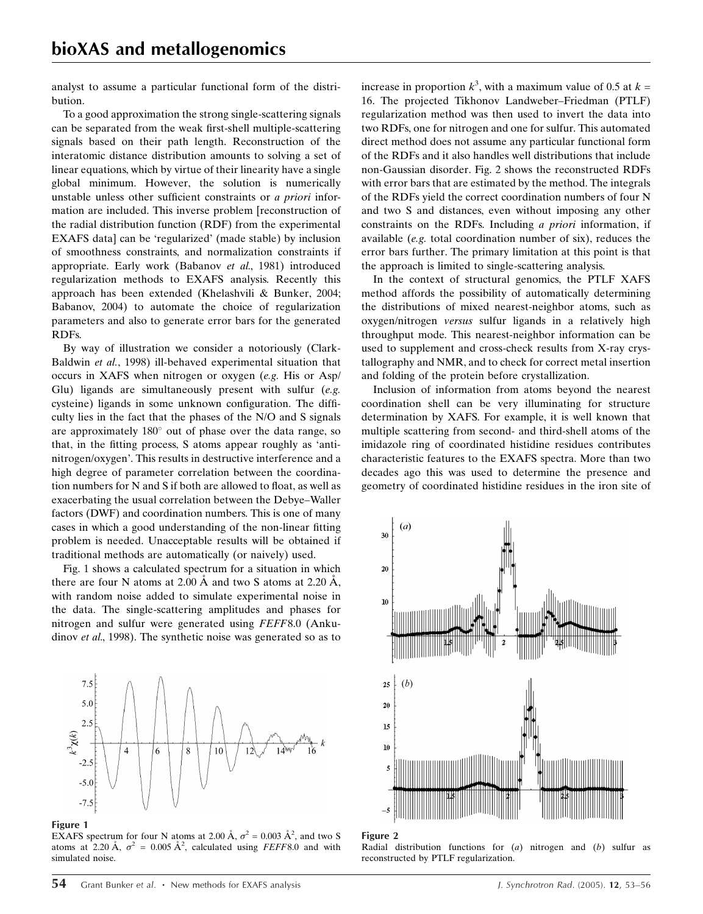analyst to assume a particular functional form of the distribution.

To a good approximation the strong single-scattering signals can be separated from the weak first-shell multiple-scattering signals based on their path length. Reconstruction of the interatomic distance distribution amounts to solving a set of linear equations, which by virtue of their linearity have a single global minimum. However, the solution is numerically unstable unless other sufficient constraints or *a priori* information are included. This inverse problem [reconstruction of the radial distribution function (RDF) from the experimental EXAFS data] can be 'regularized' (made stable) by inclusion of smoothness constraints, and normalization constraints if appropriate. Early work (Babanov *et al.*, 1981) introduced regularization methods to EXAFS analysis. Recently this approach has been extended (Khelashvili & Bunker, 2004; Babanov, 2004) to automate the choice of regularization parameters and also to generate error bars for the generated RDFs.

By way of illustration we consider a notoriously (Clark-Baldwin *et al.*, 1998) ill-behaved experimental situation that occurs in XAFS when nitrogen or oxygen (*e.g.* His or Asp/Glu) ligands are simultaneously present with sulfur (*e.g.* cysteine) ligands in some unknown configuration. The difficulty lies in the fact that the phases of the N/O and S signals are approximately 180° out of phase over the data range, so that, in the fitting process, S atoms appear roughly as 'anti-nitrogen/oxygen'. This results in destructive interference and a high degree of parameter correlation between the coordination numbers for N and S if both are allowed to float, as well as exacerbating the usual correlation between the Debye–Waller factors (DWF) and coordination numbers. This is one of many cases in which a good understanding of the non-linear fitting problem is needed. Unacceptable results will be obtained if traditional methods are automatically (or naively) used.

Fig. 1 shows a calculated spectrum for a situation in which there are four N atoms at 2.00 Å and two S atoms at 2.20 Å, with random noise added to simulate experimental noise in the data. The single-scattering amplitudes and phases for nitrogen and sulfur were generated using *FEFF*8.0 (Ankudinov *et al.*, 1998). The synthetic noise was generated so as to increase in proportion $k^3$, with a maximum value of 0.5 at $k$ = 16. The projected Tikhonov Landweber–Friedman (PTLF) regularization method was then used to invert the data into two RDFs, one for nitrogen and one for sulfur. This automated direct method does not assume any particular functional form of the RDFs and it also handles well distributions that include non-Gaussian disorder. Fig. 2 shows the reconstructed RDFs with error bars that are estimated by the method. The integrals of the RDFs yield the correct coordination numbers of four N and two S and distances, even without imposing any other constraints on the RDFs. Including *a priori* information, if available (*e.g.* total coordination number of six), reduces the error bars further. The primary limitation at this point is that the approach is limited to single-scattering analysis.

**Figure 1**
EXAFS spectrum for four N atoms at 2.00 Å, $\sigma^2$ = 0.003 Å$^2$, and two S atoms at 2.20 Å, $\sigma^2$ = 0.005 Å$^2$, calculated using *FEFF*8.0 and with simulated noise.

In the context of structural genomics, the PTLF XAFS method affords the possibility of automatically determining the distributions of mixed nearest-neighbor atoms, such as oxygen/nitrogen *versus* sulfur ligands in a relatively high throughput mode. This nearest-neighbor information can be used to supplement and cross-check results from X-ray crystallography and NMR, and to check for correct metal insertion and folding of the protein before crystallization.

Inclusion of information from atoms beyond the nearest coordination shell can be very illuminating for structure determination by XAFS. For example, it is well known that multiple scattering from second- and third-shell atoms of the imidazole ring of coordinated histidine residues contributes characteristic features to the EXAFS spectra. More than two decades ago this was used to determine the presence and geometry of coordinated histidine residues in the iron site of

**Figure 2**
Radial distribution functions for (*a*) nitrogen and (*b*) sulfur as reconstructed by PTLF regularization.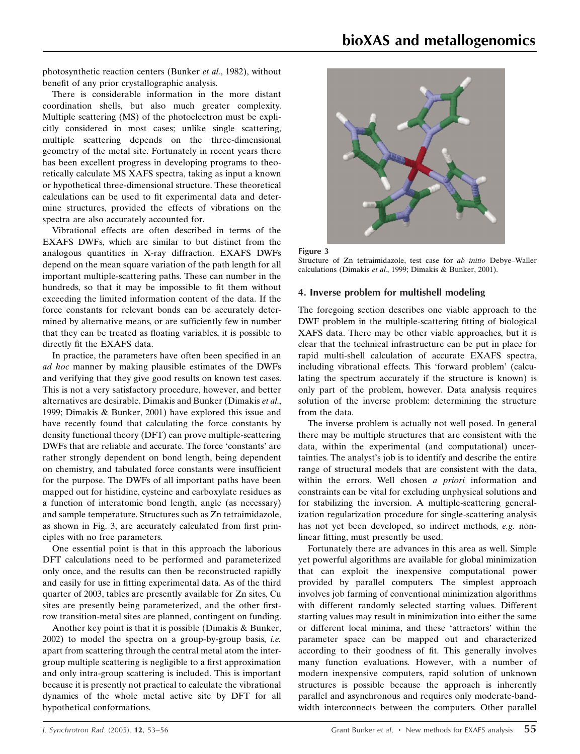photosynthetic reaction centers (Bunker *et al.*, 1982), without benefit of any prior crystallographic analysis.

There is considerable information in the more distant coordination shells, but also much greater complexity. Multiple scattering (MS) of the photoelectron must be explicitly considered in most cases; unlike single scattering, multiple scattering depends on the three-dimensional geometry of the metal site. Fortunately in recent years there has been excellent progress in developing programs to theoretically calculate MS XAFS spectra, taking as input a known or hypothetical three-dimensional structure. These theoretical calculations can be used to fit experimental data and determine structures, provided the effects of vibrations on the spectra are also accurately accounted for.

Vibrational effects are often described in terms of the EXAFS DWFs, which are similar to but distinct from the analogous quantities in X-ray diffraction. EXAFS DWFs depend on the mean square variation of the path length for all important multiple-scattering paths. These can number in the hundreds, so that it may be impossible to fit them without exceeding the limited information content of the data. If the force constants for relevant bonds can be accurately determined by alternative means, or are sufficiently few in number that they can be treated as floating variables, it is possible to directly fit the EXAFS data.

In practice, the parameters have often been specified in an *ad hoc* manner by making plausible estimates of the DWFs and verifying that they give good results on known test cases. This is not a very satisfactory procedure, however, and better alternatives are desirable. Dimakis and Bunker (Dimakis *et al.*, 1999; Dimakis & Bunker, 2001) have explored this issue and have recently found that calculating the force constants by density functional theory (DFT) can prove multiple-scattering DWFs that are reliable and accurate. The force 'constants' are rather strongly dependent on bond length, being dependent on chemistry, and tabulated force constants were insufficient for the purpose. The DWFs of all important paths have been mapped out for histidine, cysteine and carboxylate residues as a function of interatomic bond length, angle (as necessary) and sample temperature. Structures such as Zn tetraimidazole, as shown in Fig. 3, are accurately calculated from first principles with no free parameters.

One essential point is that in this approach the laborious DFT calculations need to be performed and parameterized only once, and the results can then be reconstructed rapidly and easily for use in fitting experimental data. As of the third quarter of 2003, tables are presently available for Zn sites, Cu sites are presently being parameterized, and the other first-row transition-metal sites are planned, contingent on funding.

Another key point is that it is possible (Dimakis & Bunker, 2002) to model the spectra on a group-by-group basis, *i.e.* apart from scattering through the central metal atom the inter-group multiple scattering is negligible to a first approximation and only intra-group scattering is included. This is important because it is presently not practical to calculate the vibrational dynamics of the whole metal active site by DFT for all hypothetical conformations.

**Figure 3**
Structure of Zn tetraimidazole, test case for *ab initio* Debye–Waller calculations (Dimakis *et al.*, 1999; Dimakis & Bunker, 2001).

## 4. Inverse problem for multishell modeling

The foregoing section describes one viable approach to the DWF problem in the multiple-scattering fitting of biological XAFS data. There may be other viable approaches, but it is clear that the technical infrastructure can be put in place for rapid multi-shell calculation of accurate EXAFS spectra, including vibrational effects. This 'forward problem' (calculating the spectrum accurately if the structure is known) is only part of the problem, however. Data analysis requires solution of the inverse problem: determining the structure from the data.

The inverse problem is actually not well posed. In general there may be multiple structures that are consistent with the data, within the experimental (and computational) uncertainties. The analyst's job is to identify and describe the entire range of structural models that are consistent with the data, within the errors. Well chosen *a priori* information and constraints can be vital for excluding unphysical solutions and for stabilizing the inversion. A multiple-scattering generalization regularization procedure for single-scattering analysis has not yet been developed, so indirect methods, *e.g.* nonlinear fitting, must presently be used.

Fortunately there are advances in this area as well. Simple yet powerful algorithms are available for global minimization that can exploit the inexpensive computational power provided by parallel computers. The simplest approach involves job farming of conventional minimization algorithms with different randomly selected starting values. Different starting values may result in minimization into either the same or different local minima, and these 'attractors' within the parameter space can be mapped out and characterized according to their goodness of fit. This generally involves many function evaluations. However, with a number of modern inexpensive computers, rapid solution of unknown structures is possible because the approach is inherently parallel and asynchronous and requires only moderate-bandwidth interconnects between the computers. Other parallel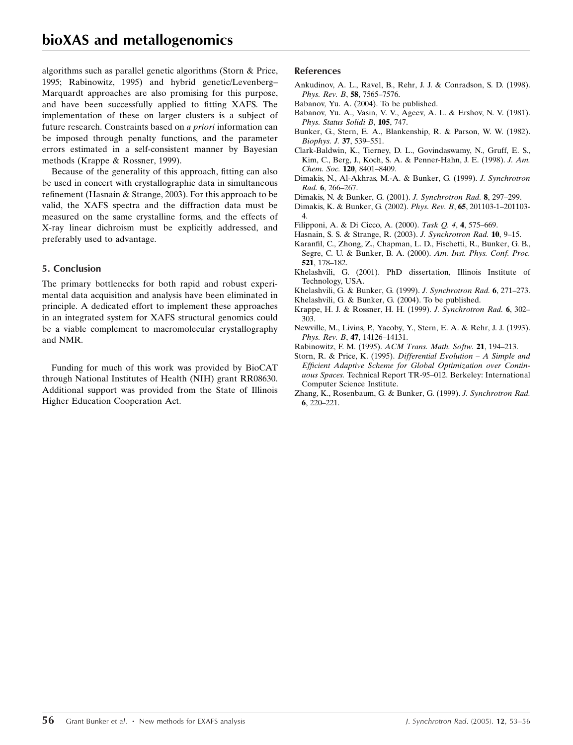algorithms such as parallel genetic algorithms (Storn & Price, 1995; Rabinowitz, 1995) and hybrid genetic/Levenberg–Marquardt approaches are also promising for this purpose, and have been successfully applied to fitting XAFS. The implementation of these on larger clusters is a subject of future research. Constraints based on *a priori* information can be imposed through penalty functions, and the parameter errors estimated in a self-consistent manner by Bayesian methods (Krappe & Rossner, 1999).

Because of the generality of this approach, fitting can also be used in concert with crystallographic data in simultaneous refinement (Hasnain & Strange, 2003). For this approach to be valid, the XAFS spectra and the diffraction data must be measured on the same crystalline forms, and the effects of X-ray linear dichroism must be explicitly addressed, and preferably used to advantage.

## 5. Conclusion

The primary bottlenecks for both rapid and robust experimental data acquisition and analysis have been eliminated in principle. A dedicated effort to implement these approaches in an integrated system for XAFS structural genomics could be a viable complement to macromolecular crystallography and NMR.

Funding for much of this work was provided by BioCAT through National Institutes of Health (NIH) grant RR08630. Additional support was provided from the State of Illinois Higher Education Cooperation Act.

## References

Ankudinov, A. L., Ravel, B., Rehr, J. J. & Conradson, S. D. (1998). *Phys. Rev. B*, **58**, 7565–7576.

Babanov, Yu. A. (2004). To be published.

Babanov, Yu. A., Vasin, V. V., Ageev, A. L. & Ershov, N. V. (1981). *Phys. Status Solidi B*, **105**, 747.

Bunker, G., Stern, E. A., Blankenship, R. & Parson, W. W. (1982). *Biophys. J.* **37**, 539–551.

Clark-Baldwin, K., Tierney, D. L., Govindaswamy, N., Gruff, E. S., Kim, C., Berg, J., Koch, S. A. & Penner-Hahn, J. E. (1998). *J. Am. Chem. Soc.* **120**, 8401–8409.

Dimakis, N., Al-Akhras, M.-A. & Bunker, G. (1999). *J. Synchrotron Rad.* **6**, 266–267.

Dimakis, N. & Bunker, G. (2001). *J. Synchrotron Rad.* **8**, 297–299.

Dimakis, K. & Bunker, G. (2002). *Phys. Rev. B*, **65**, 201103-1–201103-4.

Filipponi, A. & Di Cicco, A. (2000). *Task Q. 4*, **4**, 575–669.

Hasnain, S. S. & Strange, R. (2003). *J. Synchrotron Rad.* **10**, 9–15.

Karanfil, C., Zhong, Z., Chapman, L. D., Fischetti, R., Bunker, G. B., Segre, C. U. & Bunker, B. A. (2000). *Am. Inst. Phys. Conf. Proc.* **521**, 178–182.

Khelashvili, G. (2001). PhD dissertation, Illinois Institute of Technology, USA.

Khelashvili, G. & Bunker, G. (1999). *J. Synchrotron Rad.* **6**, 271–273.

Khelashvili, G. & Bunker, G. (2004). To be published.

Krappe, H. J. & Rossner, H. H. (1999). *J. Synchrotron Rad.* **6**, 302–303.

Newville, M., Livins, P., Yacoby, Y., Stern, E. A. & Rehr, J. J. (1993). *Phys. Rev. B*, **47**, 14126–14131.

Rabinowitz, F. M. (1995). *ACM Trans. Math. Softw.* **21**, 194–213.

Storn, R. & Price, K. (1995). *Differential Evolution – A Simple and Efficient Adaptive Scheme for Global Optimization over Continuous Spaces.* Technical Report TR-95–012. Berkeley: International Computer Science Institute.

Zhang, K., Rosenbaum, G. & Bunker, G. (1999). *J. Synchrotron Rad.* **6**, 220–221.